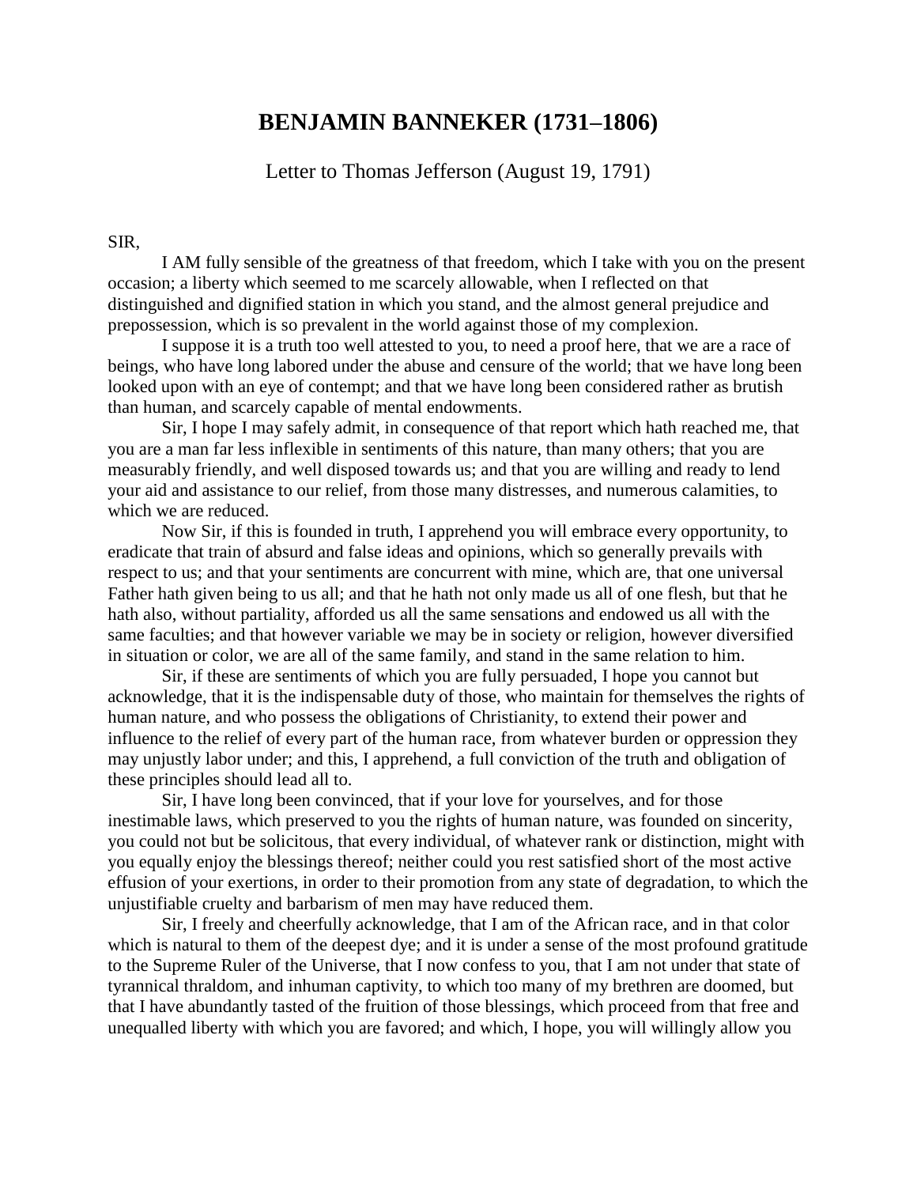# BENJAMIN BANNEKER (1731–1806)

Letter to Thomas Jefferson (August 19, 1791)

SIR,

I AM fully sensible of the greatness of that freedom, which I take with you on the present occasion; a liberty which seemed to me scarcely allowable, when I reflected on that distinguished and dignified station in which you stand, and the almost general prejudice and prepossession, which is so prevalent in the world against those of my complexion.

I suppose it is a truth too well attested to you, to need a proof here, that we are a race of beings, who have long labored under the abuse and censure of the world; that we have long been looked upon with an eye of contempt; and that we have long been considered rather as brutish than human, and scarcely capable of mental endowments.

Sir, I hope I may safely admit, in consequence of that report which hath reached me, that you are a man far less inflexible in sentiments of this nature, than many others; that you are measurably friendly, and well disposed towards us; and that you are willing and ready to lend your aid and assistance to our relief, from those many distresses, and numerous calamities, to which we are reduced.

Now Sir, if this is founded in truth, I apprehend you will embrace every opportunity, to eradicate that train of absurd and false ideas and opinions, which so generally prevails with respect to us; and that your sentiments are concurrent with mine, which are, that one universal Father hath given being to us all; and that he hath not only made us all of one flesh, but that he hath also, without partiality, afforded us all the same sensations and endowed us all with the same faculties; and that however variable we may be in society or religion, however diversified in situation or color, we are all of the same family, and stand in the same relation to him.

Sir, if these are sentiments of which you are fully persuaded, I hope you cannot but acknowledge, that it is the indispensable duty of those, who maintain for themselves the rights of human nature, and who possess the obligations of Christianity, to extend their power and influence to the relief of every part of the human race, from whatever burden or oppression they may unjustly labor under; and this, I apprehend, a full conviction of the truth and obligation of these principles should lead all to.

Sir, I have long been convinced, that if your love for yourselves, and for those inestimable laws, which preserved to you the rights of human nature, was founded on sincerity, you could not but be solicitous, that every individual, of whatever rank or distinction, might with you equally enjoy the blessings thereof; neither could you rest satisfied short of the most active effusion of your exertions, in order to their promotion from any state of degradation, to which the unjustifiable cruelty and barbarism of men may have reduced them.

Sir, I freely and cheerfully acknowledge, that I am of the African race, and in that color which is natural to them of the deepest dye; and it is under a sense of the most profound gratitude to the Supreme Ruler of the Universe, that I now confess to you, that I am not under that state of tyrannical thraldom, and inhuman captivity, to which too many of my brethren are doomed, but that I have abundantly tasted of the fruition of those blessings, which proceed from that free and unequalled liberty with which you are favored; and which, I hope, you will willingly allow you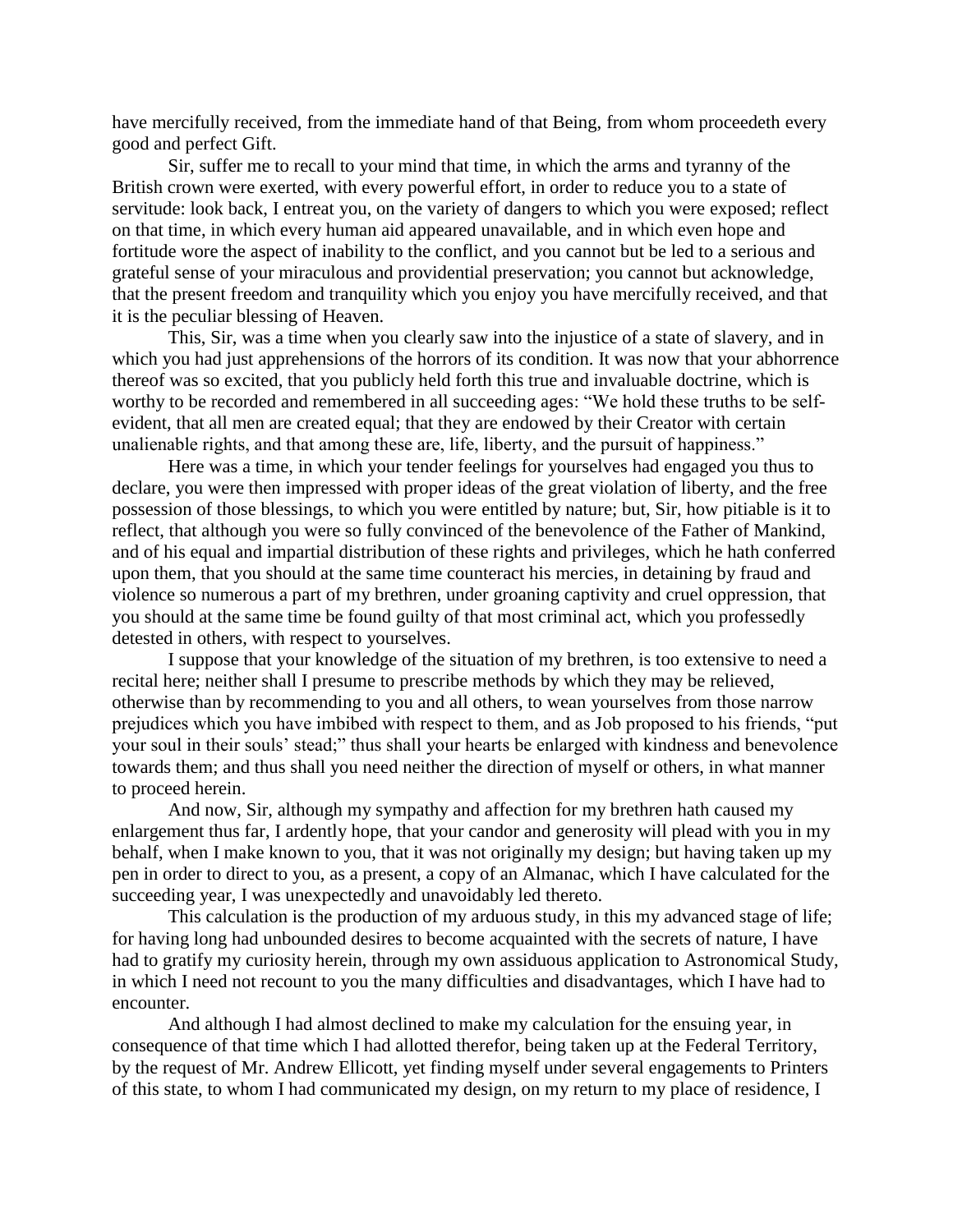have mercifully received, from the immediate hand of that Being, from whom proceedeth every good and perfect Gift.

Sir, suffer me to recall to your mind that time, in which the arms and tyranny of the British crown were exerted, with every powerful effort, in order to reduce you to a state of servitude: look back, I entreat you, on the variety of dangers to which you were exposed; reflect on that time, in which every human aid appeared unavailable, and in which even hope and fortitude wore the aspect of inability to the conflict, and you cannot but be led to a serious and grateful sense of your miraculous and providential preservation; you cannot but acknowledge, that the present freedom and tranquility which you enjoy you have mercifully received, and that it is the peculiar blessing of Heaven.

This, Sir, was a time when you clearly saw into the injustice of a state of slavery, and in which you had just apprehensions of the horrors of its condition. It was now that your abhorrence thereof was so excited, that you publicly held forth this true and invaluable doctrine, which is worthy to be recorded and remembered in all succeeding ages: "We hold these truths to be self-evident, that all men are created equal; that they are endowed by their Creator with certain unalienable rights, and that among these are, life, liberty, and the pursuit of happiness."

Here was a time, in which your tender feelings for yourselves had engaged you thus to declare, you were then impressed with proper ideas of the great violation of liberty, and the free possession of those blessings, to which you were entitled by nature; but, Sir, how pitiable is it to reflect, that although you were so fully convinced of the benevolence of the Father of Mankind, and of his equal and impartial distribution of these rights and privileges, which he hath conferred upon them, that you should at the same time counteract his mercies, in detaining by fraud and violence so numerous a part of my brethren, under groaning captivity and cruel oppression, that you should at the same time be found guilty of that most criminal act, which you professedly detested in others, with respect to yourselves.

I suppose that your knowledge of the situation of my brethren, is too extensive to need a recital here; neither shall I presume to prescribe methods by which they may be relieved, otherwise than by recommending to you and all others, to wean yourselves from those narrow prejudices which you have imbibed with respect to them, and as Job proposed to his friends, "put your soul in their souls' stead;" thus shall your hearts be enlarged with kindness and benevolence towards them; and thus shall you need neither the direction of myself or others, in what manner to proceed herein.

And now, Sir, although my sympathy and affection for my brethren hath caused my enlargement thus far, I ardently hope, that your candor and generosity will plead with you in my behalf, when I make known to you, that it was not originally my design; but having taken up my pen in order to direct to you, as a present, a copy of an Almanac, which I have calculated for the succeeding year, I was unexpectedly and unavoidably led thereto.

This calculation is the production of my arduous study, in this my advanced stage of life; for having long had unbounded desires to become acquainted with the secrets of nature, I have had to gratify my curiosity herein, through my own assiduous application to Astronomical Study, in which I need not recount to you the many difficulties and disadvantages, which I have had to encounter.

And although I had almost declined to make my calculation for the ensuing year, in consequence of that time which I had allotted therefor, being taken up at the Federal Territory, by the request of Mr. Andrew Ellicott, yet finding myself under several engagements to Printers of this state, to whom I had communicated my design, on my return to my place of residence, I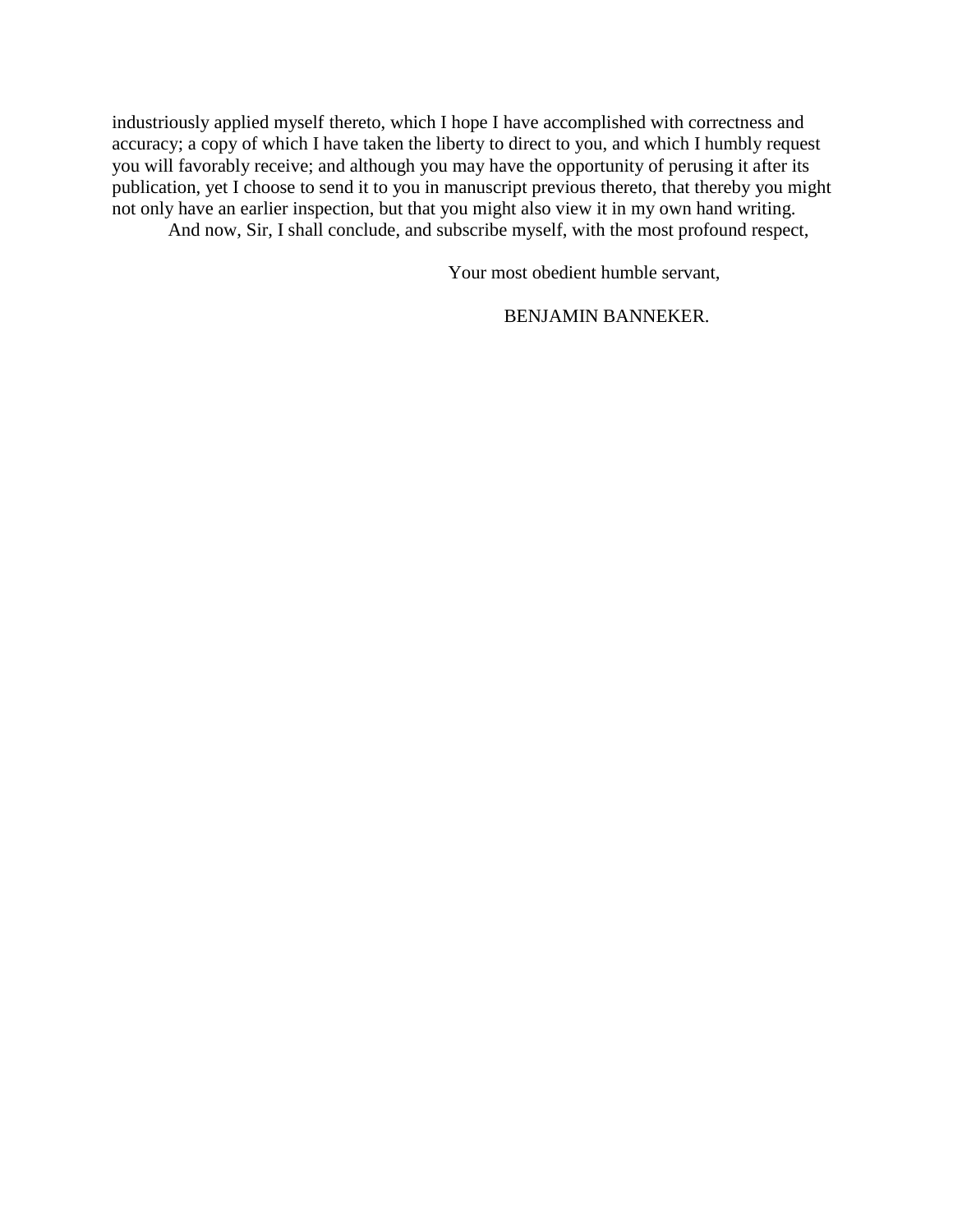industriously applied myself thereto, which I hope I have accomplished with correctness and accuracy; a copy of which I have taken the liberty to direct to you, and which I humbly request you will favorably receive; and although you may have the opportunity of perusing it after its publication, yet I choose to send it to you in manuscript previous thereto, that thereby you might not only have an earlier inspection, but that you might also view it in my own hand writing.

And now, Sir, I shall conclude, and subscribe myself, with the most profound respect,

Your most obedient humble servant,

BENJAMIN BANNEKER.